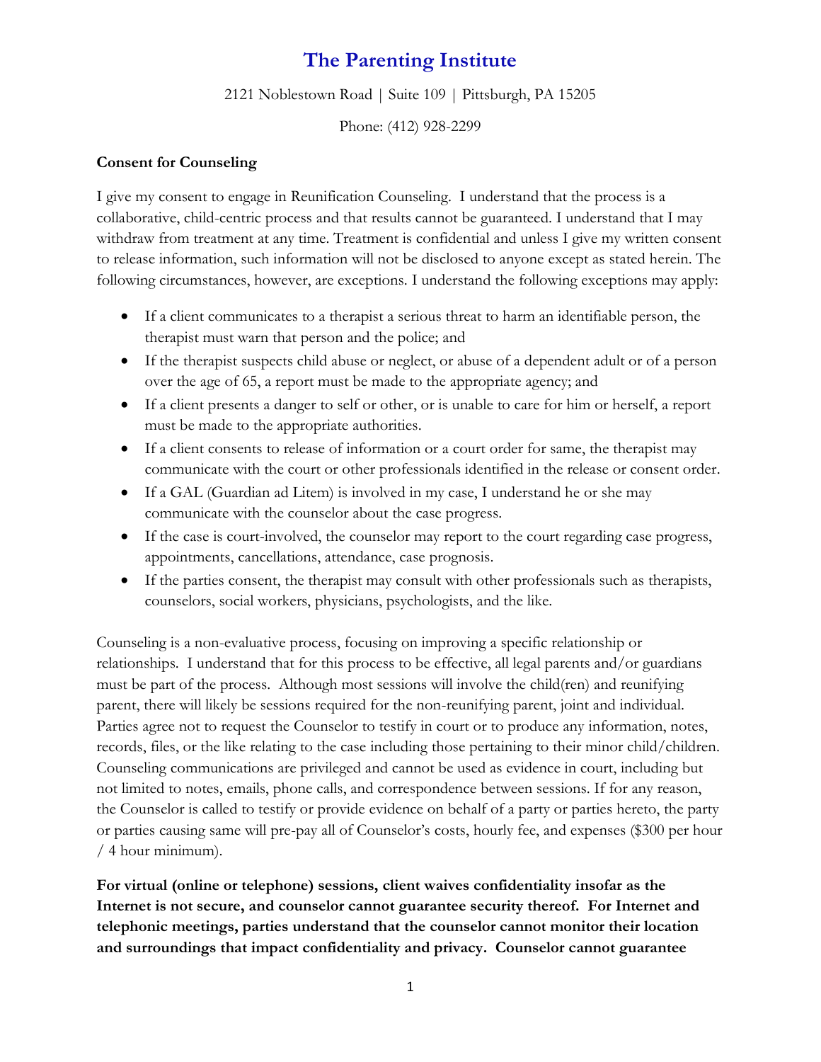# The Parenting Institute

2121 Noblestown Road | Suite 109 | Pittsburgh, PA 15205

Phone: (412) 928-2299

**Consent for Counseling**

I give my consent to engage in Reunification Counseling. I understand that the process is a collaborative, child-centric process and that results cannot be guaranteed. I understand that I may withdraw from treatment at any time. Treatment is confidential and unless I give my written consent to release information, such information will not be disclosed to anyone except as stated herein. The following circumstances, however, are exceptions. I understand the following exceptions may apply:

- If a client communicates to a therapist a serious threat to harm an identifiable person, the therapist must warn that person and the police; and
- If the therapist suspects child abuse or neglect, or abuse of a dependent adult or of a person over the age of 65, a report must be made to the appropriate agency; and
- If a client presents a danger to self or other, or is unable to care for him or herself, a report must be made to the appropriate authorities.
- If a client consents to release of information or a court order for same, the therapist may communicate with the court or other professionals identified in the release or consent order.
- If a GAL (Guardian ad Litem) is involved in my case, I understand he or she may communicate with the counselor about the case progress.
- If the case is court-involved, the counselor may report to the court regarding case progress, appointments, cancellations, attendance, case prognosis.
- If the parties consent, the therapist may consult with other professionals such as therapists, counselors, social workers, physicians, psychologists, and the like.

Counseling is a non-evaluative process, focusing on improving a specific relationship or relationships. I understand that for this process to be effective, all legal parents and/or guardians must be part of the process. Although most sessions will involve the child(ren) and reunifying parent, there will likely be sessions required for the non-reunifying parent, joint and individual. Parties agree not to request the Counselor to testify in court or to produce any information, notes, records, files, or the like relating to the case including those pertaining to their minor child/children. Counseling communications are privileged and cannot be used as evidence in court, including but not limited to notes, emails, phone calls, and correspondence between sessions. If for any reason, the Counselor is called to testify or provide evidence on behalf of a party or parties hereto, the party or parties causing same will pre-pay all of Counselor's costs, hourly fee, and expenses ($300 per hour / 4 hour minimum).

**For virtual (online or telephone) sessions, client waives confidentiality insofar as the Internet is not secure, and counselor cannot guarantee security thereof. For Internet and telephonic meetings, parties understand that the counselor cannot monitor their location and surroundings that impact confidentiality and privacy. Counselor cannot guarantee**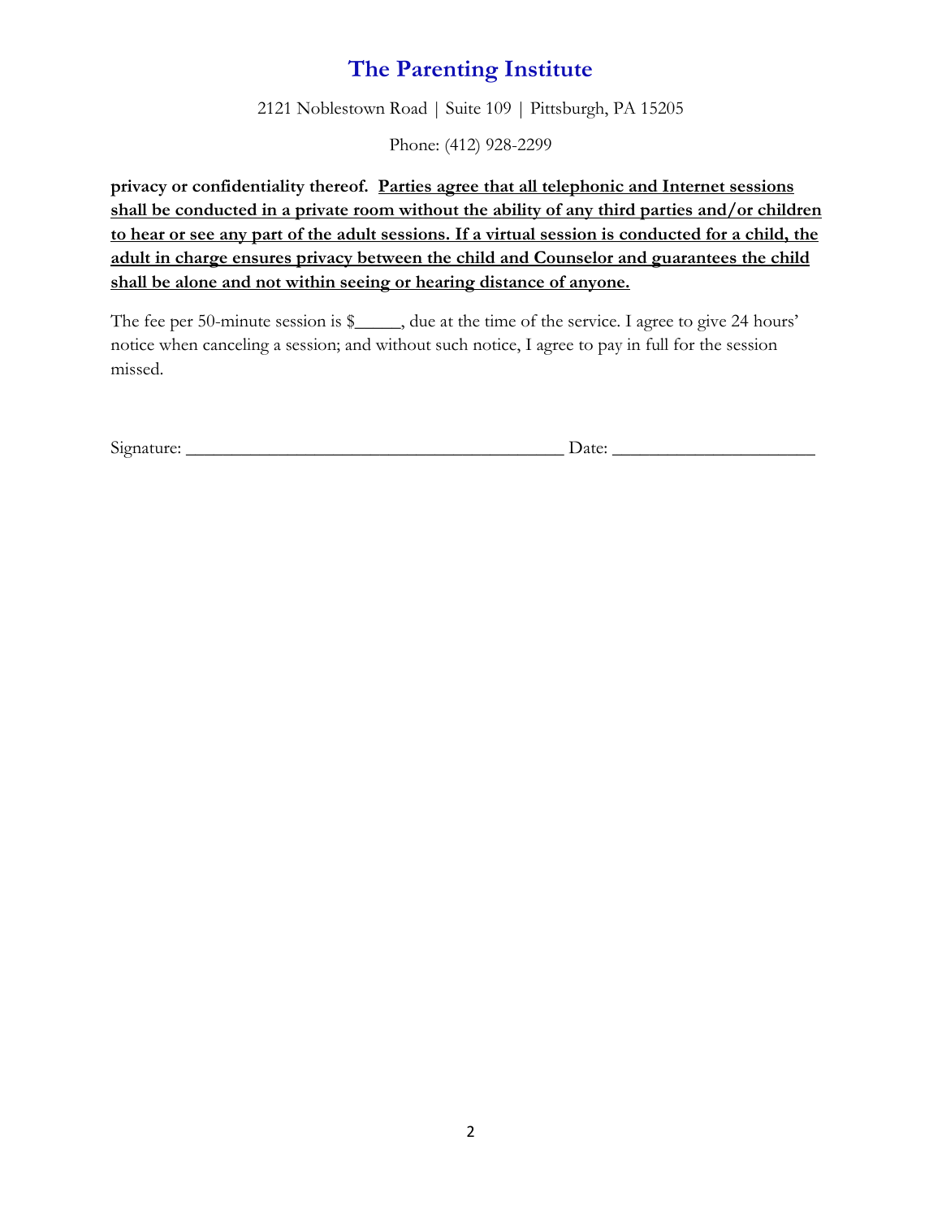# The Parenting Institute

2121 Noblestown Road | Suite 109 | Pittsburgh, PA 15205

Phone: (412) 928-2299

**privacy or confidentiality thereof. <u>Parties agree that all telephonic and Internet sessions shall be conducted in a private room without the ability of any third parties and/or children to hear or see any part of the adult sessions. If a virtual session is conducted for a child, the adult in charge ensures privacy between the child and Counselor and guarantees the child shall be alone and not within seeing or hearing distance of anyone.</u>**

The fee per 50-minute session is $_____, due at the time of the service. I agree to give 24 hours' notice when canceling a session; and without such notice, I agree to pay in full for the session missed.

Signature: ________________________________________ Date: ______________________